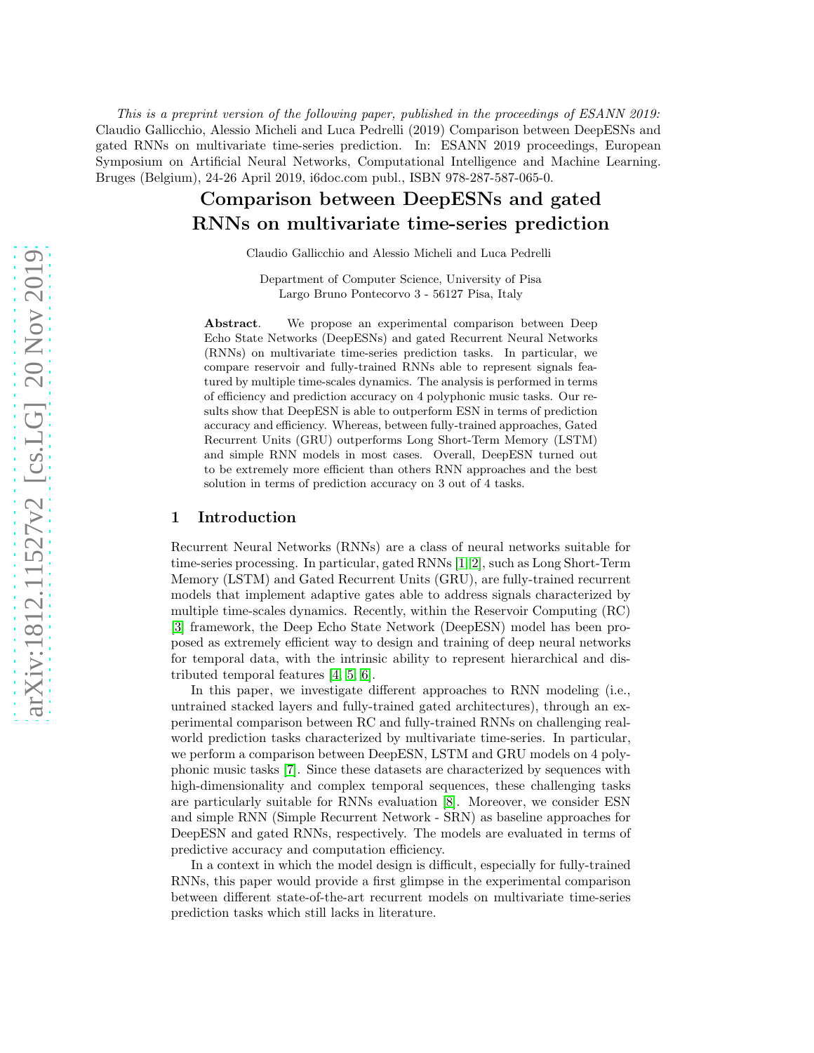*This is a preprint version of the following paper, published in the proceedings of ESANN 2019:* Claudio Gallicchio, Alessio Micheli and Luca Pedrelli (2019) Comparison between DeepESNs and gated RNNs on multivariate time-series prediction. In: ESANN 2019 proceedings, European Symposium on Artificial Neural Networks, Computational Intelligence and Machine Learning. Bruges (Belgium), 24-26 April 2019, i6doc.com publ., ISBN 978-287-587-065-0.

# Comparison between DeepESNs and gated RNNs on multivariate time-series prediction

Claudio Gallicchio and Alessio Micheli and Luca Pedrelli

Department of Computer Science, University of Pisa
Largo Bruno Pontecorvo 3 - 56127 Pisa, Italy

**Abstract**. We propose an experimental comparison between Deep Echo State Networks (DeepESNs) and gated Recurrent Neural Networks (RNNs) on multivariate time-series prediction tasks. In particular, we compare reservoir and fully-trained RNNs able to represent signals featured by multiple time-scales dynamics. The analysis is performed in terms of efficiency and prediction accuracy on 4 polyphonic music tasks. Our results show that DeepESN is able to outperform ESN in terms of prediction accuracy and efficiency. Whereas, between fully-trained approaches, Gated Recurrent Units (GRU) outperforms Long Short-Term Memory (LSTM) and simple RNN models in most cases. Overall, DeepESN turned out to be extremely more efficient than others RNN approaches and the best solution in terms of prediction accuracy on 3 out of 4 tasks.

## 1 Introduction

Recurrent Neural Networks (RNNs) are a class of neural networks suitable for time-series processing. In particular, gated RNNs [1, 2], such as Long Short-Term Memory (LSTM) and Gated Recurrent Units (GRU), are fully-trained recurrent models that implement adaptive gates able to address signals characterized by multiple time-scales dynamics. Recently, within the Reservoir Computing (RC) [3] framework, the Deep Echo State Network (DeepESN) model has been proposed as extremely efficient way to design and training of deep neural networks for temporal data, with the intrinsic ability to represent hierarchical and distributed temporal features [4, 5, 6].

In this paper, we investigate different approaches to RNN modeling (i.e., untrained stacked layers and fully-trained gated architectures), through an experimental comparison between RC and fully-trained RNNs on challenging real-world prediction tasks characterized by multivariate time-series. In particular, we perform a comparison between DeepESN, LSTM and GRU models on 4 polyphonic music tasks [7]. Since these datasets are characterized by sequences with high-dimensionality and complex temporal sequences, these challenging tasks are particularly suitable for RNNs evaluation [8]. Moreover, we consider ESN and simple RNN (Simple Recurrent Network - SRN) as baseline approaches for DeepESN and gated RNNs, respectively. The models are evaluated in terms of predictive accuracy and computation efficiency.

In a context in which the model design is difficult, especially for fully-trained RNNs, this paper would provide a first glimpse in the experimental comparison between different state-of-the-art recurrent models on multivariate time-series prediction tasks which still lacks in literature.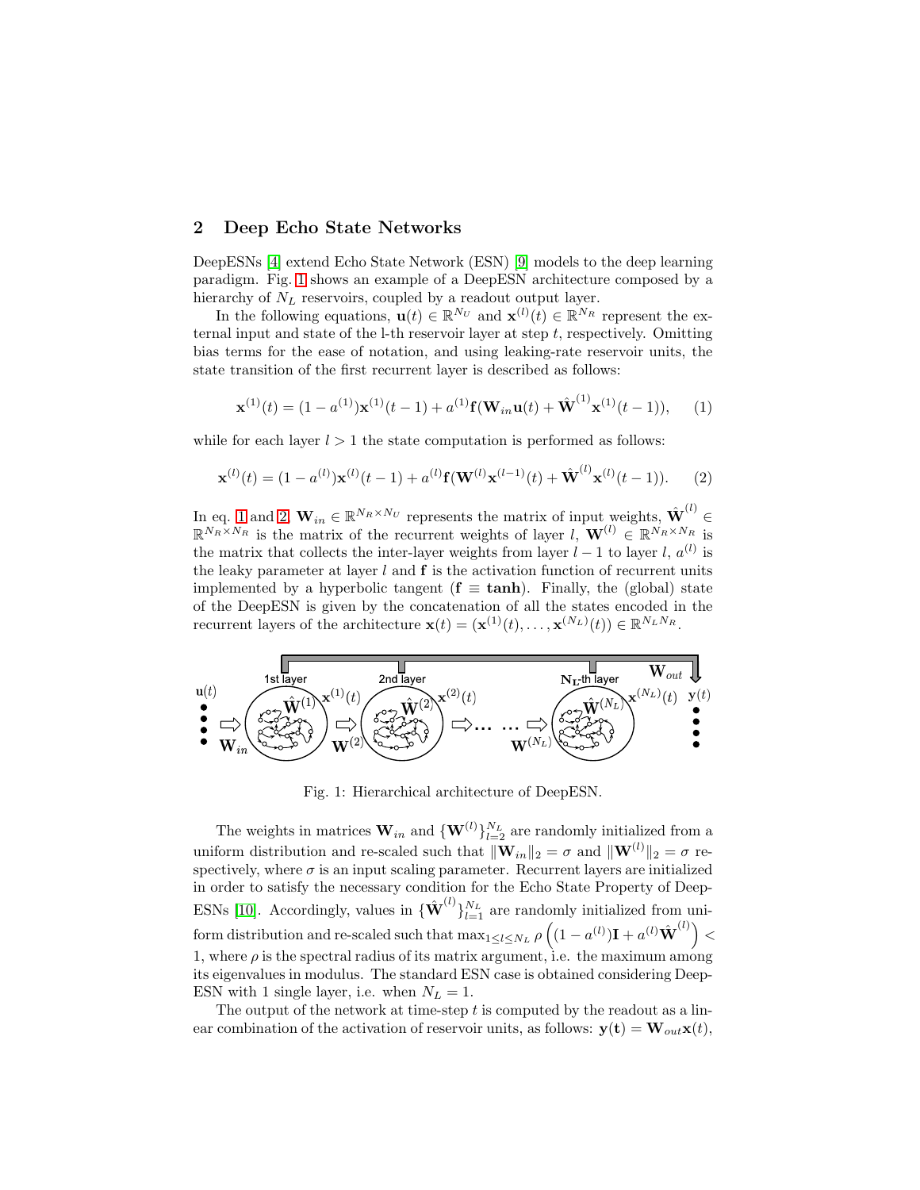## 2 Deep Echo State Networks

DeepESNs [4] extend Echo State Network (ESN) [9] models to the deep learning paradigm. Fig. 1 shows an example of a DeepESN architecture composed by a hierarchy of $N_L$ reservoirs, coupled by a readout output layer.

In the following equations, $\mathbf{u}(t) \in \mathbb{R}^{N_U}$ and $\mathbf{x}^{(l)}(t) \in \mathbb{R}^{N_R}$ represent the external input and state of the l-th reservoir layer at step $t$, respectively. Omitting bias terms for the ease of notation, and using leaking-rate reservoir units, the state transition of the first recurrent layer is described as follows:

$$\mathbf{x}^{(1)}(t) = (1 - a^{(1)})\mathbf{x}^{(1)}(t-1) + a^{(1)}\mathbf{f}(\mathbf{W}_{in}\mathbf{u}(t) + \hat{\mathbf{W}}^{(1)}\mathbf{x}^{(1)}(t-1)), \quad (1)$$

while for each layer $l > 1$ the state computation is performed as follows:

$$\mathbf{x}^{(l)}(t) = (1 - a^{(l)})\mathbf{x}^{(l)}(t-1) + a^{(l)}\mathbf{f}(\mathbf{W}^{(l)}\mathbf{x}^{(l-1)}(t) + \hat{\mathbf{W}}^{(l)}\mathbf{x}^{(l)}(t-1)). \quad (2)$$

In eq. 1 and 2, $\mathbf{W}_{in} \in \mathbb{R}^{N_R \times N_U}$ represents the matrix of input weights, $\hat{\mathbf{W}}^{(l)} \in \mathbb{R}^{N_R \times N_R}$ is the matrix of the recurrent weights of layer $l$, $\mathbf{W}^{(l)} \in \mathbb{R}^{N_R \times N_R}$ is the matrix that collects the inter-layer weights from layer $l-1$ to layer $l$, $a^{(l)}$ is the leaky parameter at layer $l$ and $\mathbf{f}$ is the activation function of recurrent units implemented by a hyperbolic tangent ($\mathbf{f} \equiv \mathbf{tanh}$). Finally, the (global) state of the DeepESN is given by the concatenation of all the states encoded in the recurrent layers of the architecture $\mathbf{x}(t) = (\mathbf{x}^{(1)}(t), \ldots, \mathbf{x}^{(N_L)}(t)) \in \mathbb{R}^{N_L N_R}$.

Fig. 1: Hierarchical architecture of DeepESN.

The weights in matrices $\mathbf{W}_{in}$ and $\{\mathbf{W}^{(l)}\}_{l=2}^{N_L}$ are randomly initialized from a uniform distribution and re-scaled such that $\|\mathbf{W}_{in}\|_2 = \sigma$ and $\|\mathbf{W}^{(l)}\|_2 = \sigma$ respectively, where $\sigma$ is an input scaling parameter. Recurrent layers are initialized in order to satisfy the necessary condition for the Echo State Property of DeepESNs [10]. Accordingly, values in $\{\hat{\mathbf{W}}^{(l)}\}_{l=1}^{N_L}$ are randomly initialized from uniform distribution and re-scaled such that $\max_{1 \le l \le N_L} \rho\left((1 - a^{(l)})\mathbf{I} + a^{(l)}\hat{\mathbf{W}}^{(l)}\right) < 1$, where $\rho$ is the spectral radius of its matrix argument, i.e. the maximum among its eigenvalues in modulus. The standard ESN case is obtained considering DeepESN with 1 single layer, i.e. when $N_L = 1$.

The output of the network at time-step $t$ is computed by the readout as a linear combination of the activation of reservoir units, as follows: $\mathbf{y}(\mathbf{t}) = \mathbf{W}_{out}\mathbf{x}(t)$,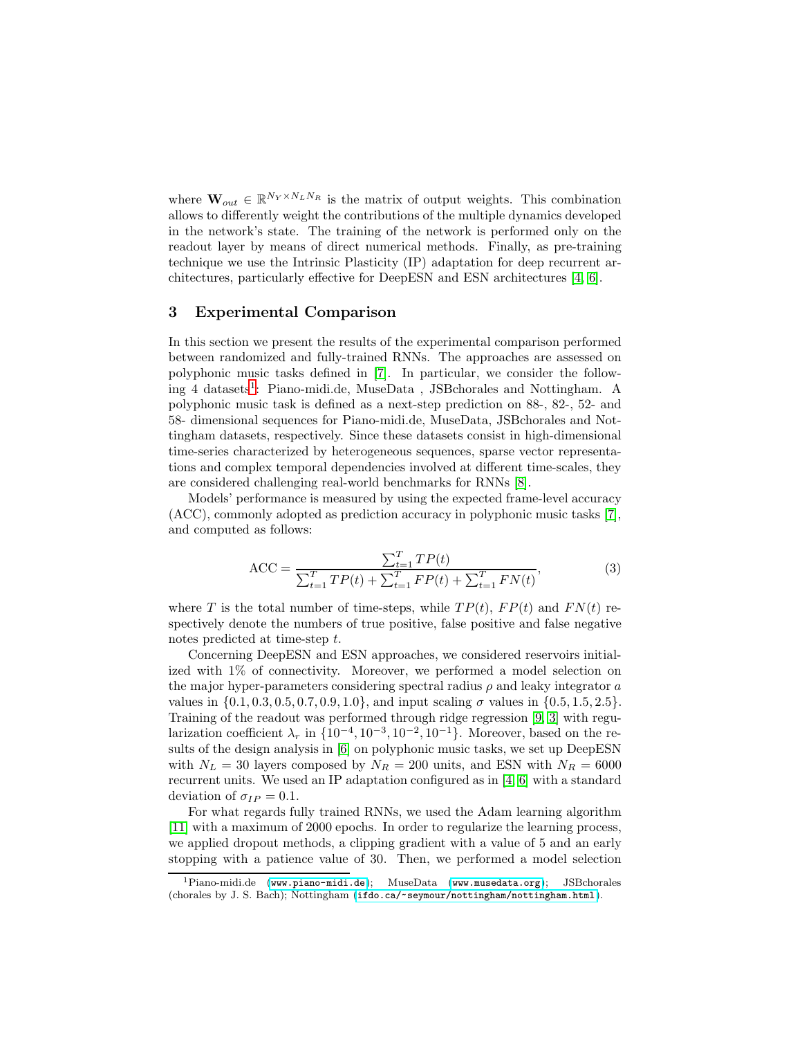where $\mathbf{W}_{out} \in \mathbb{R}^{N_Y \times N_L N_R}$ is the matrix of output weights. This combination allows to differently weight the contributions of the multiple dynamics developed in the network's state. The training of the network is performed only on the readout layer by means of direct numerical methods. Finally, as pre-training technique we use the Intrinsic Plasticity (IP) adaptation for deep recurrent architectures, particularly effective for DeepESN and ESN architectures [4, 6].

## 3 Experimental Comparison

In this section we present the results of the experimental comparison performed between randomized and fully-trained RNNs. The approaches are assessed on polyphonic music tasks defined in [7]. In particular, we consider the following 4 datasets[1]: Piano-midi.de, MuseData , JSBchorales and Nottingham. A polyphonic music task is defined as a next-step prediction on 88-, 82-, 52- and 58- dimensional sequences for Piano-midi.de, MuseData, JSBchorales and Nottingham datasets, respectively. Since these datasets consist in high-dimensional time-series characterized by heterogeneous sequences, sparse vector representations and complex temporal dependencies involved at different time-scales, they are considered challenging real-world benchmarks for RNNs [8].

Models' performance is measured by using the expected frame-level accuracy (ACC), commonly adopted as prediction accuracy in polyphonic music tasks [7], and computed as follows:

$$\text{ACC} = \frac{\sum_{t=1}^{T} TP(t)}{\sum_{t=1}^{T} TP(t) + \sum_{t=1}^{T} FP(t) + \sum_{t=1}^{T} FN(t)}, \tag{3}$$

where $T$ is the total number of time-steps, while $TP(t)$, $FP(t)$ and $FN(t)$ respectively denote the numbers of true positive, false positive and false negative notes predicted at time-step $t$.

Concerning DeepESN and ESN approaches, we considered reservoirs initialized with 1% of connectivity. Moreover, we performed a model selection on the major hyper-parameters considering spectral radius $\rho$ and leaky integrator $a$ values in $\{0.1, 0.3, 0.5, 0.7, 0.9, 1.0\}$, and input scaling $\sigma$ values in $\{0.5, 1.5, 2.5\}$. Training of the readout was performed through ridge regression [9, 3] with regularization coefficient $\lambda_r$ in $\{10^{-4}, 10^{-3}, 10^{-2}, 10^{-1}\}$. Moreover, based on the results of the design analysis in [6] on polyphonic music tasks, we set up DeepESN with $N_L = 30$ layers composed by $N_R = 200$ units, and ESN with $N_R = 6000$ recurrent units. We used an IP adaptation configured as in [4, 6] with a standard deviation of $\sigma_{IP} = 0.1$.

For what regards fully trained RNNs, we used the Adam learning algorithm [11] with a maximum of 2000 epochs. In order to regularize the learning process, we applied dropout methods, a clipping gradient with a value of 5 and an early stopping with a patience value of 30. Then, we performed a model selection

[1] Piano-midi.de (www.piano-midi.de); MuseData (www.musedata.org); JSBchorales (chorales by J. S. Bach); Nottingham (ifdo.ca/~seymour/nottingham/nottingham.html).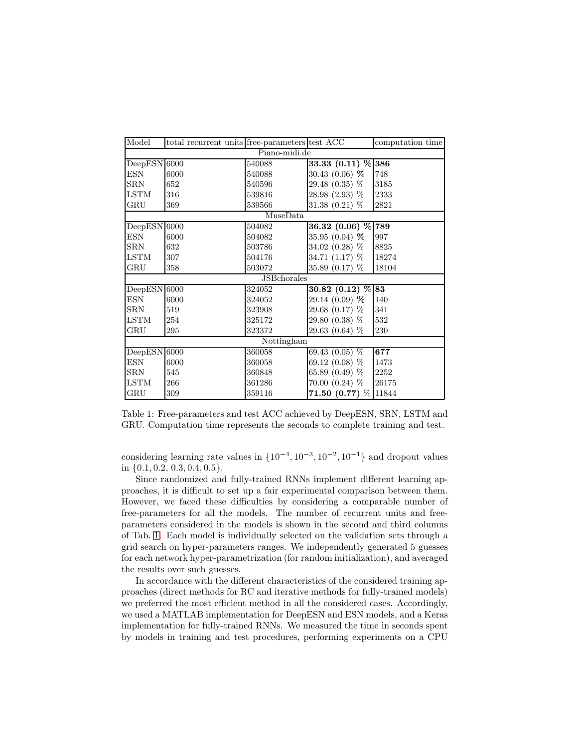| Model | total recurrent units | free-parameters | test ACC | computation time |
|---|---|---|---|---|
| Piano-midi.de | | | | |
| DeepESN | 6000 | 540088 | **33.33 (0.11) %** | **386** |
| ESN | 6000 | 540088 | 30.43 (0.06) % | 748 |
| SRN | 652 | 540596 | 29.48 (0.35) % | 3185 |
| LSTM | 316 | 539816 | 28.98 (2.93) % | 2333 |
| GRU | 369 | 539566 | 31.38 (0.21) % | 2821 |
| MuseData | | | | |
| DeepESN | 6000 | 504082 | **36.32 (0.06) %** | **789** |
| ESN | 6000 | 504082 | 35.95 (0.04) % | 997 |
| SRN | 632 | 503786 | 34.02 (0.28) % | 8825 |
| LSTM | 307 | 504176 | 34.71 (1.17) % | 18274 |
| GRU | 358 | 503072 | 35.89 (0.17) % | 18104 |
| JSBchorales | | | | |
| DeepESN | 6000 | 324052 | **30.82 (0.12) %** | **83** |
| ESN | 6000 | 324052 | 29.14 (0.09) % | 140 |
| SRN | 519 | 323908 | 29.68 (0.17) % | 341 |
| LSTM | 254 | 325172 | 29.80 (0.38) % | 532 |
| GRU | 295 | 323372 | 29.63 (0.64) % | 230 |
| Nottingham | | | | |
| DeepESN | 6000 | 360058 | 69.43 (0.05) % | **677** |
| ESN | 6000 | 360058 | 69.12 (0.08) % | 1473 |
| SRN | 545 | 360848 | 65.89 (0.49) % | 2252 |
| LSTM | 266 | 361286 | 70.00 (0.24) % | 26175 |
| GRU | 309 | 359116 | **71.50 (0.77) %** | 11844 |

Table 1: Free-parameters and test ACC achieved by DeepESN, SRN, LSTM and GRU. Computation time represents the seconds to complete training and test.

considering learning rate values in $\{10^{-4}, 10^{-3}, 10^{-2}, 10^{-1}\}$ and dropout values in $\{0.1, 0.2, 0.3, 0.4, 0.5\}$.

Since randomized and fully-trained RNNs implement different learning approaches, it is difficult to set up a fair experimental comparison between them. However, we faced these difficulties by considering a comparable number of free-parameters for all the models. The number of recurrent units and free-parameters considered in the models is shown in the second and third columns of Tab. 1. Each model is individually selected on the validation sets through a grid search on hyper-parameters ranges. We independently generated 5 guesses for each network hyper-parametrization (for random initialization), and averaged the results over such guesses.

In accordance with the different characteristics of the considered training approaches (direct methods for RC and iterative methods for fully-trained models) we preferred the most efficient method in all the considered cases. Accordingly, we used a MATLAB implementation for DeepESN and ESN models, and a Keras implementation for fully-trained RNNs. We measured the time in seconds spent by models in training and test procedures, performing experiments on a CPU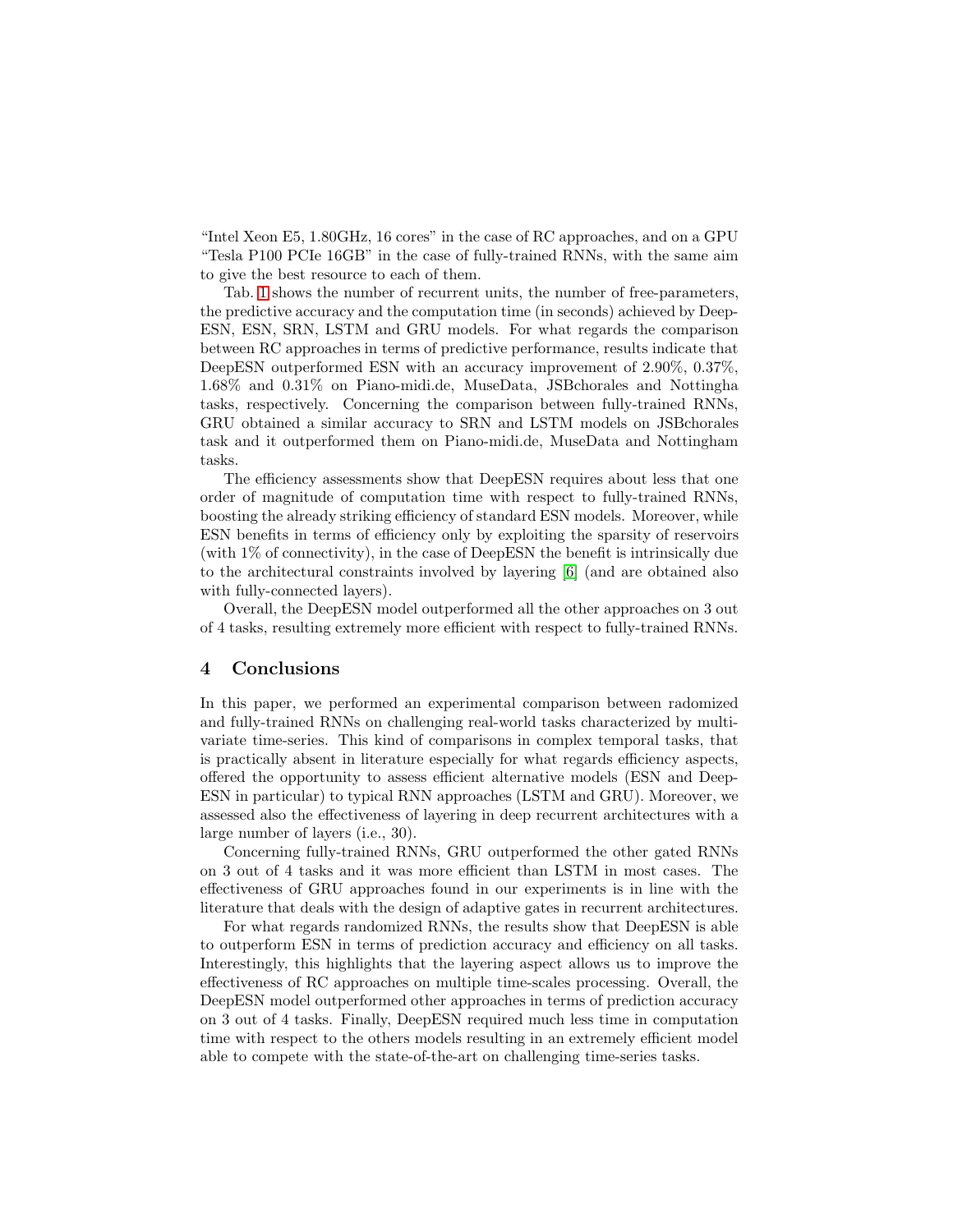"Intel Xeon E5, 1.80GHz, 16 cores" in the case of RC approaches, and on a GPU "Tesla P100 PCIe 16GB" in the case of fully-trained RNNs, with the same aim to give the best resource to each of them.

Tab. 1 shows the number of recurrent units, the number of free-parameters, the predictive accuracy and the computation time (in seconds) achieved by DeepESN, ESN, SRN, LSTM and GRU models. For what regards the comparison between RC approaches in terms of predictive performance, results indicate that DeepESN outperformed ESN with an accuracy improvement of 2.90%, 0.37%, 1.68% and 0.31% on Piano-midi.de, MuseData, JSBchorales and Nottingha tasks, respectively. Concerning the comparison between fully-trained RNNs, GRU obtained a similar accuracy to SRN and LSTM models on JSBchorales task and it outperformed them on Piano-midi.de, MuseData and Nottingham tasks.

The efficiency assessments show that DeepESN requires about less that one order of magnitude of computation time with respect to fully-trained RNNs, boosting the already striking efficiency of standard ESN models. Moreover, while ESN benefits in terms of efficiency only by exploiting the sparsity of reservoirs (with 1% of connectivity), in the case of DeepESN the benefit is intrinsically due to the architectural constraints involved by layering [6] (and are obtained also with fully-connected layers).

Overall, the DeepESN model outperformed all the other approaches on 3 out of 4 tasks, resulting extremely more efficient with respect to fully-trained RNNs.

## 4 Conclusions

In this paper, we performed an experimental comparison between radomized and fully-trained RNNs on challenging real-world tasks characterized by multivariate time-series. This kind of comparisons in complex temporal tasks, that is practically absent in literature especially for what regards efficiency aspects, offered the opportunity to assess efficient alternative models (ESN and DeepESN in particular) to typical RNN approaches (LSTM and GRU). Moreover, we assessed also the effectiveness of layering in deep recurrent architectures with a large number of layers (i.e., 30).

Concerning fully-trained RNNs, GRU outperformed the other gated RNNs on 3 out of 4 tasks and it was more efficient than LSTM in most cases. The effectiveness of GRU approaches found in our experiments is in line with the literature that deals with the design of adaptive gates in recurrent architectures.

For what regards randomized RNNs, the results show that DeepESN is able to outperform ESN in terms of prediction accuracy and efficiency on all tasks. Interestingly, this highlights that the layering aspect allows us to improve the effectiveness of RC approaches on multiple time-scales processing. Overall, the DeepESN model outperformed other approaches in terms of prediction accuracy on 3 out of 4 tasks. Finally, DeepESN required much less time in computation time with respect to the others models resulting in an extremely efficient model able to compete with the state-of-the-art on challenging time-series tasks.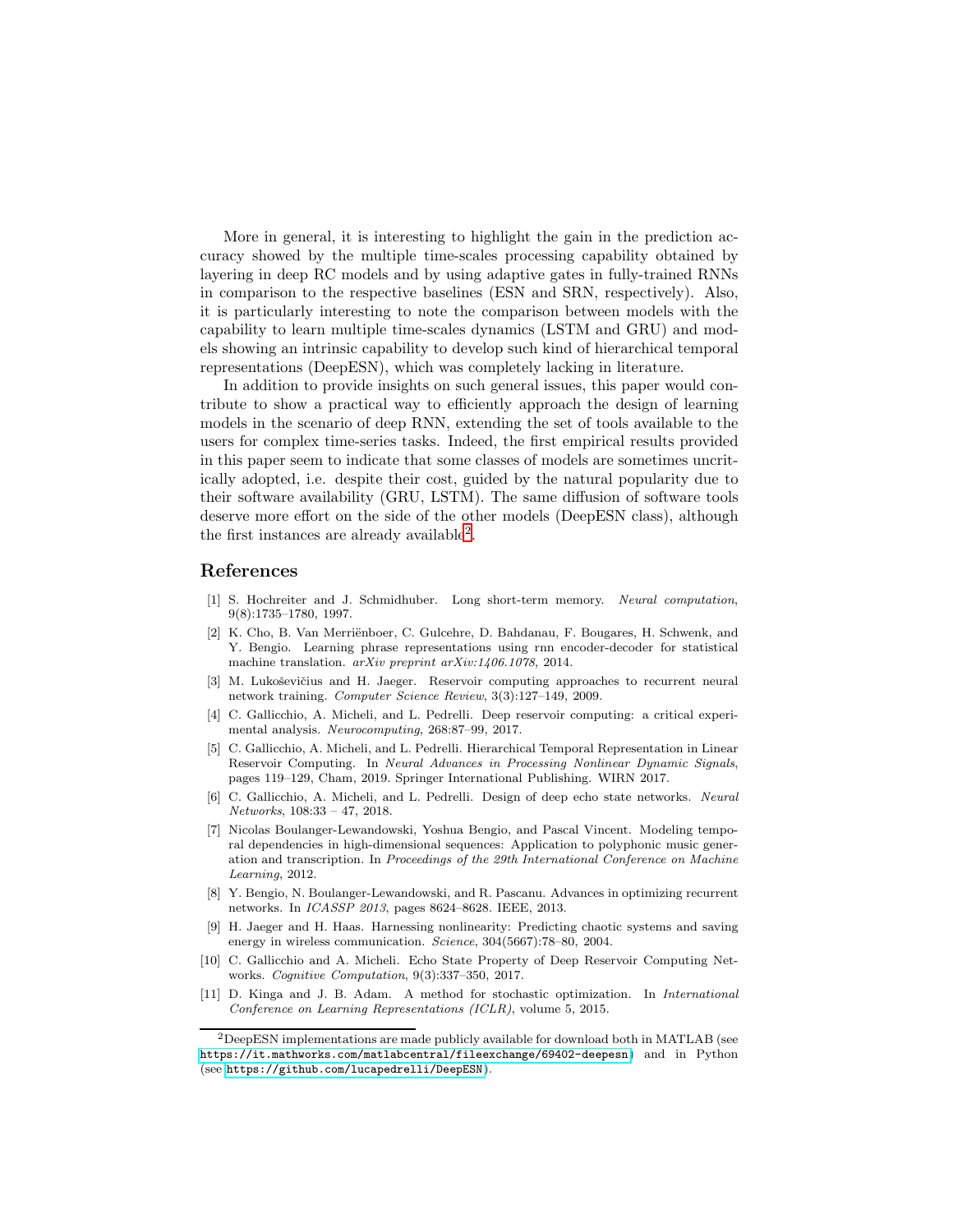More in general, it is interesting to highlight the gain in the prediction accuracy showed by the multiple time-scales processing capability obtained by layering in deep RC models and by using adaptive gates in fully-trained RNNs in comparison to the respective baselines (ESN and SRN, respectively). Also, it is particularly interesting to note the comparison between models with the capability to learn multiple time-scales dynamics (LSTM and GRU) and models showing an intrinsic capability to develop such kind of hierarchical temporal representations (DeepESN), which was completely lacking in literature.

In addition to provide insights on such general issues, this paper would contribute to show a practical way to efficiently approach the design of learning models in the scenario of deep RNN, extending the set of tools available to the users for complex time-series tasks. Indeed, the first empirical results provided in this paper seem to indicate that some classes of models are sometimes uncritically adopted, i.e. despite their cost, guided by the natural popularity due to their software availability (GRU, LSTM). The same diffusion of software tools deserve more effort on the side of the other models (DeepESN class), although the first instances are already available[2].

## References

[1] S. Hochreiter and J. Schmidhuber. Long short-term memory. *Neural computation*, 9(8):1735–1780, 1997.

[2] K. Cho, B. Van Merriënboer, C. Gulcehre, D. Bahdanau, F. Bougares, H. Schwenk, and Y. Bengio. Learning phrase representations using rnn encoder-decoder for statistical machine translation. *arXiv preprint arXiv:1406.1078*, 2014.

[3] M. Lukoševičius and H. Jaeger. Reservoir computing approaches to recurrent neural network training. *Computer Science Review*, 3(3):127–149, 2009.

[4] C. Gallicchio, A. Micheli, and L. Pedrelli. Deep reservoir computing: a critical experimental analysis. *Neurocomputing*, 268:87–99, 2017.

[5] C. Gallicchio, A. Micheli, and L. Pedrelli. Hierarchical Temporal Representation in Linear Reservoir Computing. In *Neural Advances in Processing Nonlinear Dynamic Signals*, pages 119–129, Cham, 2019. Springer International Publishing. WIRN 2017.

[6] C. Gallicchio, A. Micheli, and L. Pedrelli. Design of deep echo state networks. *Neural Networks*, 108:33 – 47, 2018.

[7] Nicolas Boulanger-Lewandowski, Yoshua Bengio, and Pascal Vincent. Modeling temporal dependencies in high-dimensional sequences: Application to polyphonic music generation and transcription. In *Proceedings of the 29th International Conference on Machine Learning*, 2012.

[8] Y. Bengio, N. Boulanger-Lewandowski, and R. Pascanu. Advances in optimizing recurrent networks. In *ICASSP 2013*, pages 8624–8628. IEEE, 2013.

[9] H. Jaeger and H. Haas. Harnessing nonlinearity: Predicting chaotic systems and saving energy in wireless communication. *Science*, 304(5667):78–80, 2004.

[10] C. Gallicchio and A. Micheli. Echo State Property of Deep Reservoir Computing Networks. *Cognitive Computation*, 9(3):337–350, 2017.

[11] D. Kinga and J. B. Adam. A method for stochastic optimization. In *International Conference on Learning Representations (ICLR)*, volume 5, 2015.

---

[2] DeepESN implementations are made publicly available for download both in MATLAB (see `https://it.mathworks.com/matlabcentral/fileexchange/69402-deepesn`) and in Python (see `https://github.com/lucapedrelli/DeepESN`).